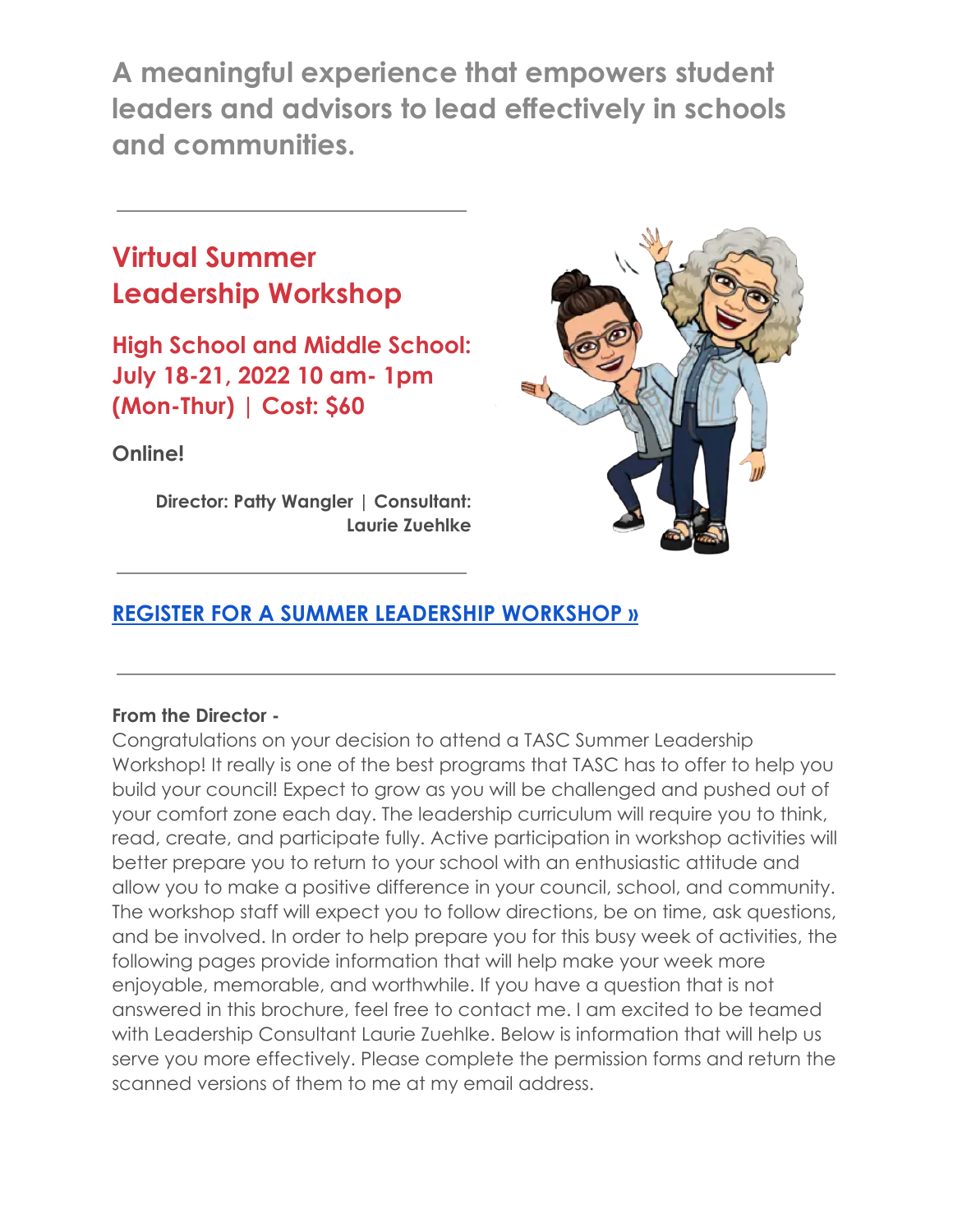## A meaningful experience that empowers student leaders and advisors to lead effectively in schools and communities.

---

# Virtual Summer Leadership Workshop

### High School and Middle School: July 18-21, 2022 10 am- 1pm (Mon-Thur) | Cost: $60

**Online!**

**Director: Patty Wangler | Consultant: Laurie Zuehlke**

---

**REGISTER FOR A SUMMER LEADERSHIP WORKSHOP »**

---

**From the Director -**
Congratulations on your decision to attend a TASC Summer Leadership Workshop! It really is one of the best programs that TASC has to offer to help you build your council! Expect to grow as you will be challenged and pushed out of your comfort zone each day. The leadership curriculum will require you to think, read, create, and participate fully. Active participation in workshop activities will better prepare you to return to your school with an enthusiastic attitude and allow you to make a positive difference in your council, school, and community. The workshop staff will expect you to follow directions, be on time, ask questions, and be involved. In order to help prepare you for this busy week of activities, the following pages provide information that will help make your week more enjoyable, memorable, and worthwhile. If you have a question that is not answered in this brochure, feel free to contact me. I am excited to be teamed with Leadership Consultant Laurie Zuehlke. Below is information that will help us serve you more effectively. Please complete the permission forms and return the scanned versions of them to me at my email address.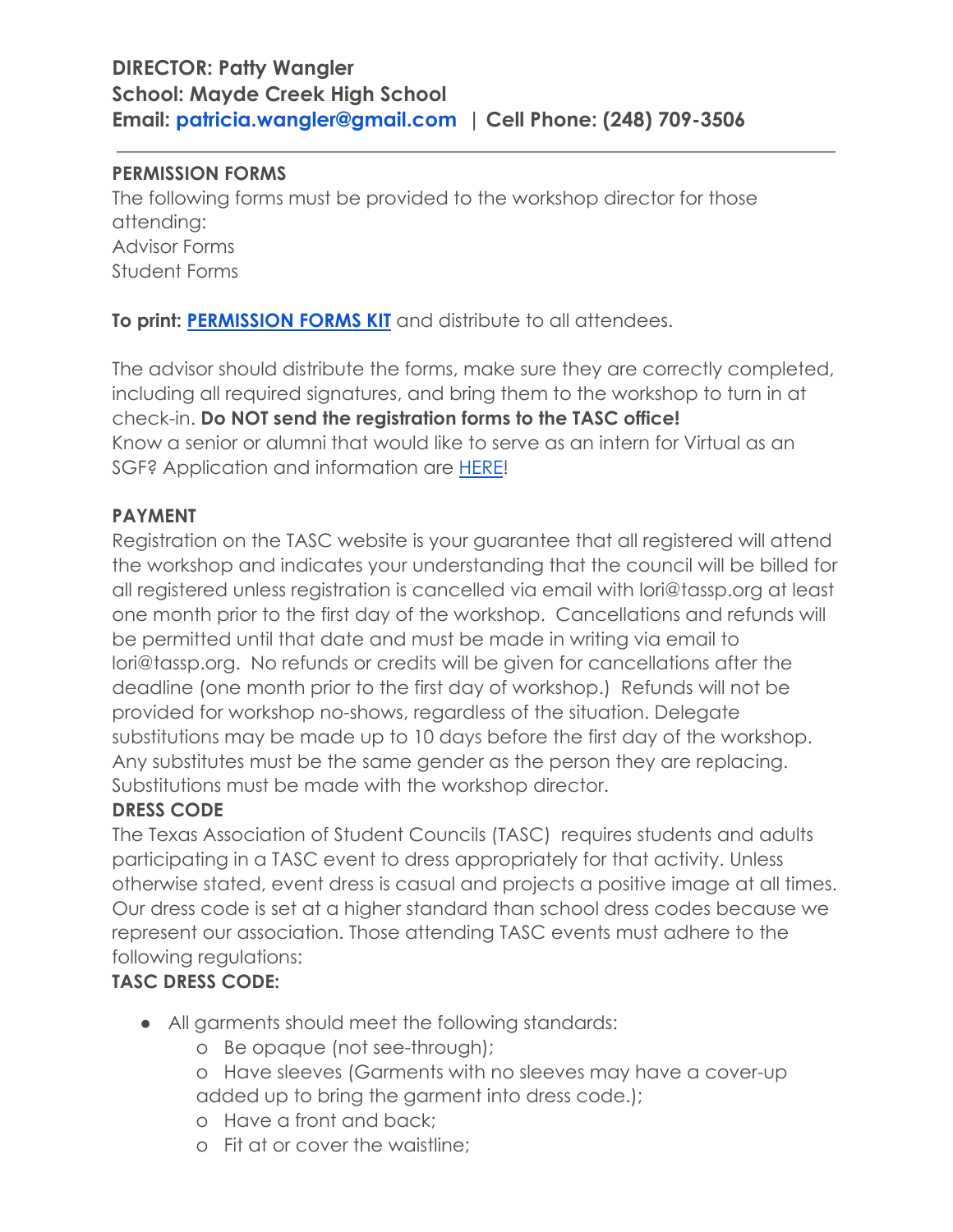**DIRECTOR: Patty Wangler**
**School: Mayde Creek High School**
**Email: patricia.wangler@gmail.com | Cell Phone: (248) 709-3506**

---

**PERMISSION FORMS**

The following forms must be provided to the workshop director for those attending:
Advisor Forms
Student Forms

**To print: PERMISSION FORMS KIT** and distribute to all attendees.

The advisor should distribute the forms, make sure they are correctly completed, including all required signatures, and bring them to the workshop to turn in at check-in. **Do NOT send the registration forms to the TASC office!**
Know a senior or alumni that would like to serve as an intern for Virtual as an SGF? Application and information are HERE!

**PAYMENT**

Registration on the TASC website is your guarantee that all registered will attend the workshop and indicates your understanding that the council will be billed for all registered unless registration is cancelled via email with lori@tassp.org at least one month prior to the first day of the workshop. Cancellations and refunds will be permitted until that date and must be made in writing via email to lori@tassp.org. No refunds or credits will be given for cancellations after the deadline (one month prior to the first day of workshop.) Refunds will not be provided for workshop no-shows, regardless of the situation. Delegate substitutions may be made up to 10 days before the first day of the workshop. Any substitutes must be the same gender as the person they are replacing. Substitutions must be made with the workshop director.

**DRESS CODE**

The Texas Association of Student Councils (TASC) requires students and adults participating in a TASC event to dress appropriately for that activity. Unless otherwise stated, event dress is casual and projects a positive image at all times. Our dress code is set at a higher standard than school dress codes because we represent our association. Those attending TASC events must adhere to the following regulations:

**TASC DRESS CODE:**

- All garments should meet the following standards:
  - Be opaque (not see-through);
  - Have sleeves (Garments with no sleeves may have a cover-up added up to bring the garment into dress code.);
  - Have a front and back;
  - Fit at or cover the waistline;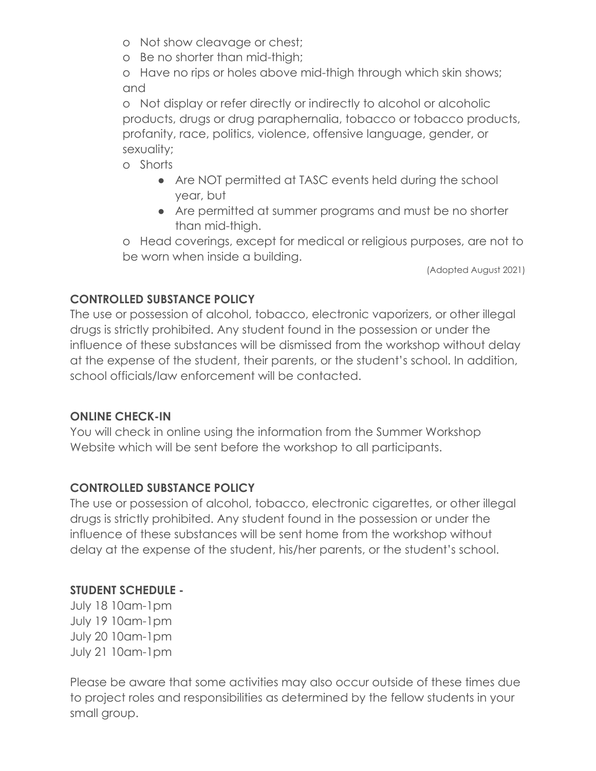- Not show cleavage or chest;
- Be no shorter than mid-thigh;
- Have no rips or holes above mid-thigh through which skin shows; and
- Not display or refer directly or indirectly to alcohol or alcoholic products, drugs or drug paraphernalia, tobacco or tobacco products, profanity, race, politics, violence, offensive language, gender, or sexuality;
- Shorts
  - Are NOT permitted at TASC events held during the school year, but
  - Are permitted at summer programs and must be no shorter than mid-thigh.
- Head coverings, except for medical or religious purposes, are not to be worn when inside a building.

(Adopted August 2021)

**CONTROLLED SUBSTANCE POLICY**

The use or possession of alcohol, tobacco, electronic vaporizers, or other illegal drugs is strictly prohibited. Any student found in the possession or under the influence of these substances will be dismissed from the workshop without delay at the expense of the student, their parents, or the student's school. In addition, school officials/law enforcement will be contacted.

**ONLINE CHECK-IN**

You will check in online using the information from the Summer Workshop Website which will be sent before the workshop to all participants.

**CONTROLLED SUBSTANCE POLICY**

The use or possession of alcohol, tobacco, electronic cigarettes, or other illegal drugs is strictly prohibited. Any student found in the possession or under the influence of these substances will be sent home from the workshop without delay at the expense of the student, his/her parents, or the student's school.

**STUDENT SCHEDULE -**

July 18 10am-1pm
July 19 10am-1pm
July 20 10am-1pm
July 21 10am-1pm

Please be aware that some activities may also occur outside of these times due to project roles and responsibilities as determined by the fellow students in your small group.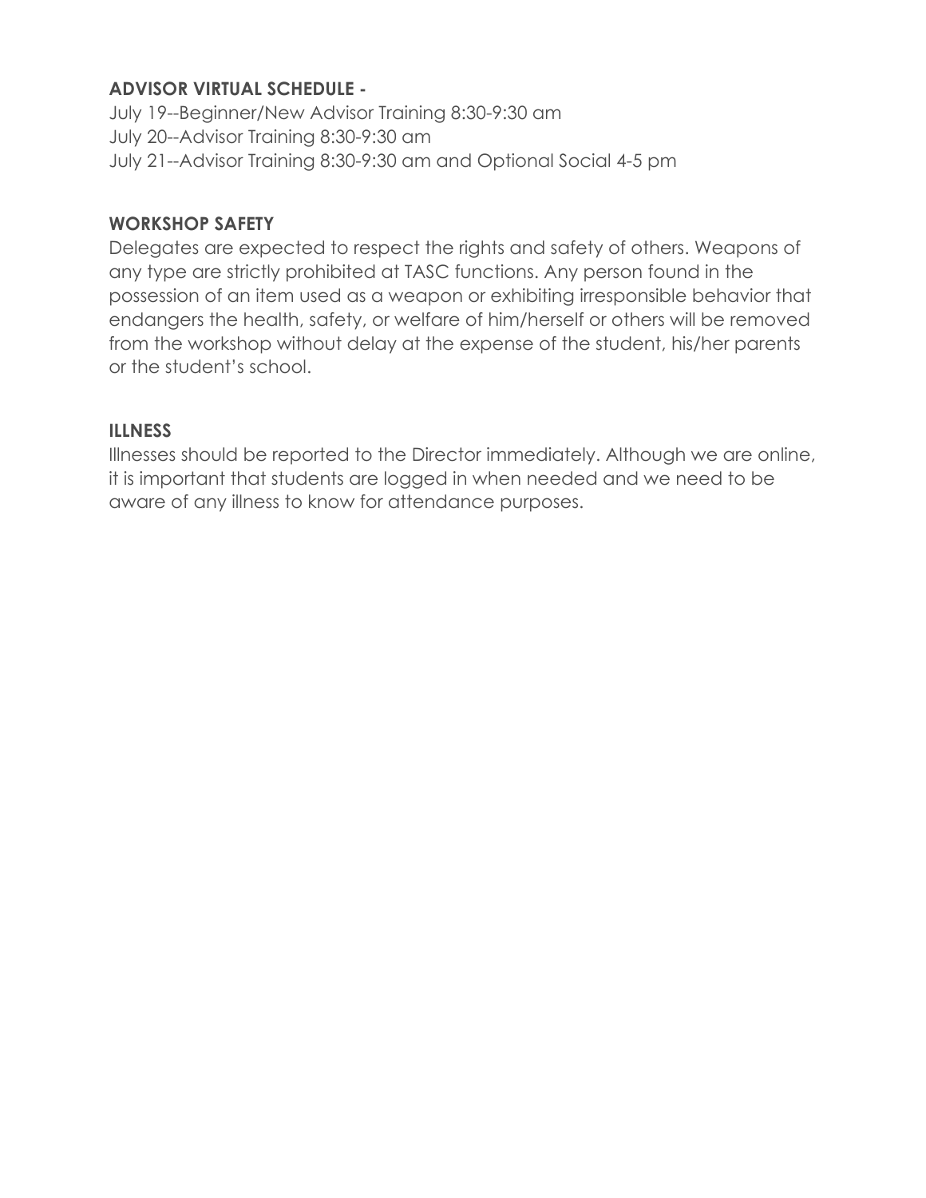**ADVISOR VIRTUAL SCHEDULE -**

July 19--Beginner/New Advisor Training 8:30-9:30 am
July 20--Advisor Training 8:30-9:30 am
July 21--Advisor Training 8:30-9:30 am and Optional Social 4-5 pm

**WORKSHOP SAFETY**

Delegates are expected to respect the rights and safety of others. Weapons of any type are strictly prohibited at TASC functions. Any person found in the possession of an item used as a weapon or exhibiting irresponsible behavior that endangers the health, safety, or welfare of him/herself or others will be removed from the workshop without delay at the expense of the student, his/her parents or the student's school.

**ILLNESS**

Illnesses should be reported to the Director immediately. Although we are online, it is important that students are logged in when needed and we need to be aware of any illness to know for attendance purposes.